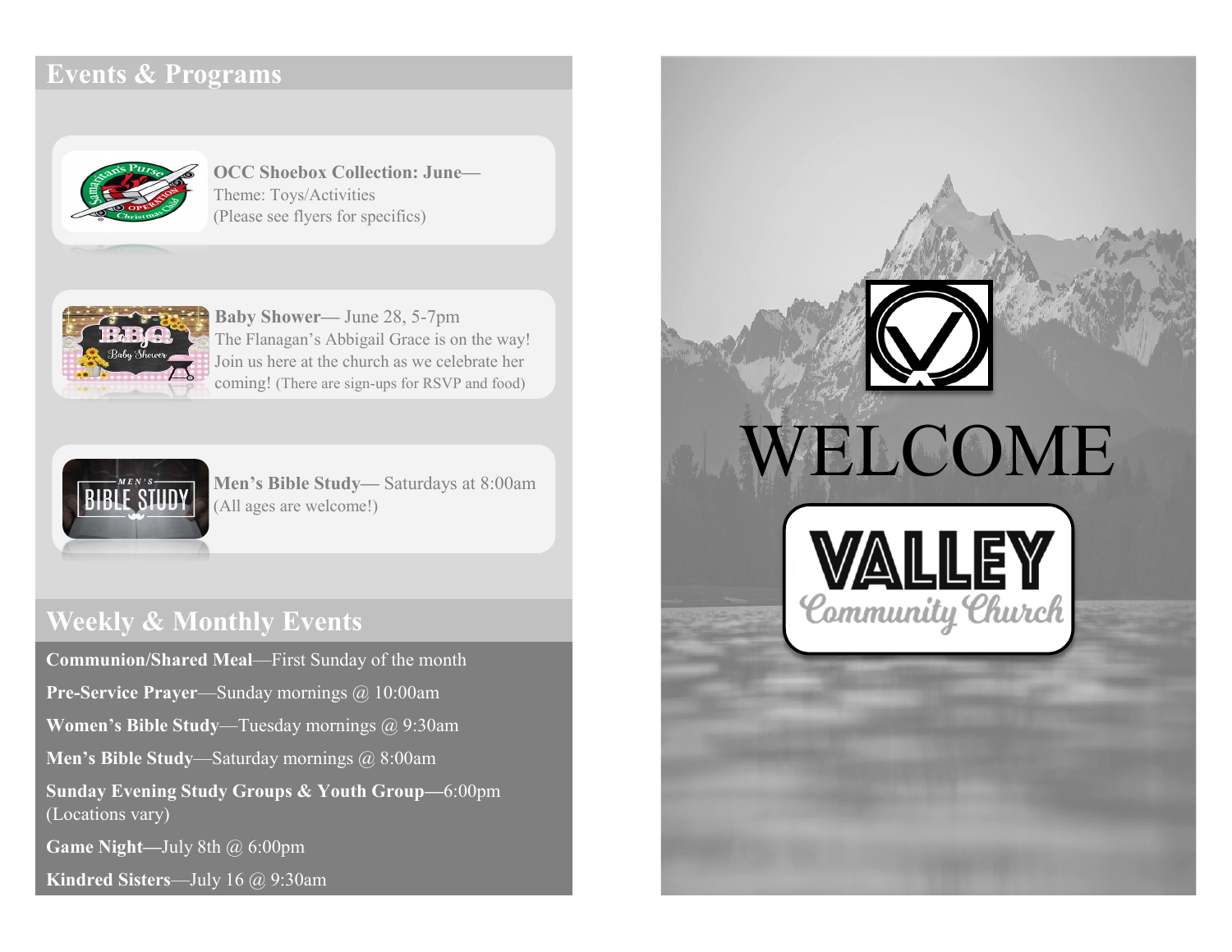## Events & Programs

**OCC Shoebox Collection: June—**
Theme: Toys/Activities
(Please see flyers for specifics)

**Baby Shower**— June 28, 5-7pm
The Flanagan's Abbigail Grace is on the way! Join us here at the church as we celebrate her coming! (There are sign-ups for RSVP and food)

**Men's Bible Study**— Saturdays at 8:00am
(All ages are welcome!)

## Weekly & Monthly Events

**Communion/Shared Meal**—First Sunday of the month

**Pre-Service Prayer**—Sunday mornings @ 10:00am

**Women's Bible Study**—Tuesday mornings @ 9:30am

**Men's Bible Study**—Saturday mornings @ 8:00am

**Sunday Evening Study Groups & Youth Group—**6:00pm (Locations vary)

**Game Night—**July 8th @ 6:00pm

**Kindred Sisters**—July 16 @ 9:30am

# WELCOME

**VALLEY**
Community Church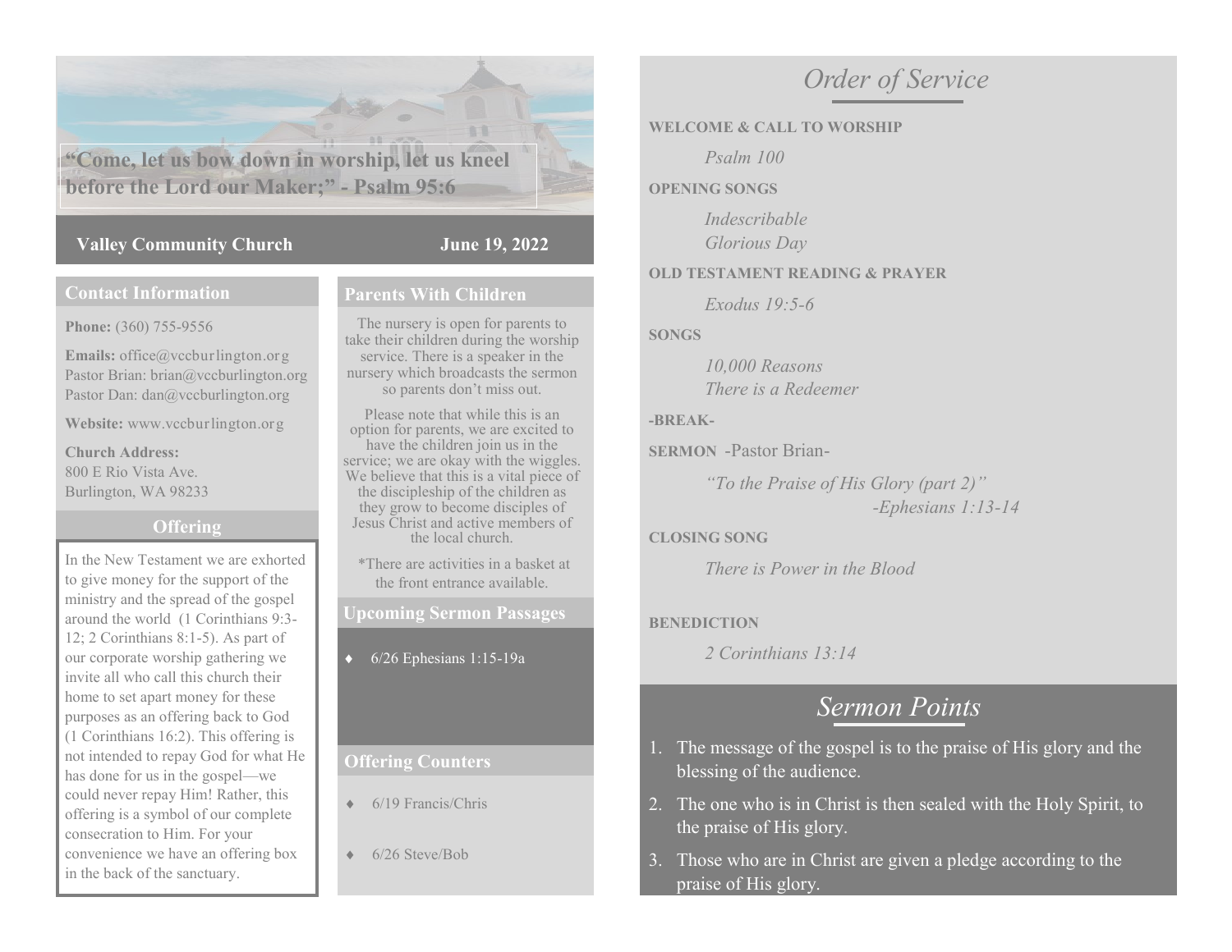"Come, let us bow down in worship, let us kneel before the Lord our Maker;" - Psalm 95:6

**Valley Community Church** **June 19, 2022**

## Contact Information

**Phone:** (360) 755-9556

**Emails:** office@vccburlington.org
Pastor Brian: brian@vccburlington.org
Pastor Dan: dan@vccburlington.org

**Website:** www.vccburlington.org

**Church Address:**
800 E Rio Vista Ave.
Burlington, WA 98233

## Offering

In the New Testament we are exhorted to give money for the support of the ministry and the spread of the gospel around the world (1 Corinthians 9:3-12; 2 Corinthians 8:1-5). As part of our corporate worship gathering we invite all who call this church their home to set apart money for these purposes as an offering back to God (1 Corinthians 16:2). This offering is not intended to repay God for what He has done for us in the gospel—we could never repay Him! Rather, this offering is a symbol of our complete consecration to Him. For your convenience we have an offering box in the back of the sanctuary.

## Parents With Children

The nursery is open for parents to take their children during the worship service. There is a speaker in the nursery which broadcasts the sermon so parents don't miss out.

Please note that while this is an option for parents, we are excited to have the children join us in the service; we are okay with the wiggles. We believe that this is a vital piece of the discipleship of the children as they grow to become disciples of Jesus Christ and active members of the local church.

*There are activities in a basket at the front entrance available.

## Upcoming Sermon Passages

- 6/26 Ephesians 1:15-19a

## Offering Counters

- 6/19 Francis/Chris
- 6/26 Steve/Bob

# *Order of Service*

**WELCOME & CALL TO WORSHIP**

*Psalm 100*

**OPENING SONGS**

*Indescribable*
*Glorious Day*

**OLD TESTAMENT READING & PRAYER**

*Exodus 19:5-6*

**SONGS**

*10,000 Reasons*
*There is a Redeemer*

**-BREAK-**

**SERMON** -Pastor Brian-

*"To the Praise of His Glory (part 2)"*
*-Ephesians 1:13-14*

**CLOSING SONG**

*There is Power in the Blood*

**BENEDICTION**

*2 Corinthians 13:14*

# *Sermon Points*

1. The message of the gospel is to the praise of His glory and the blessing of the audience.
2. The one who is in Christ is then sealed with the Holy Spirit, to the praise of His glory.
3. Those who are in Christ are given a pledge according to the praise of His glory.